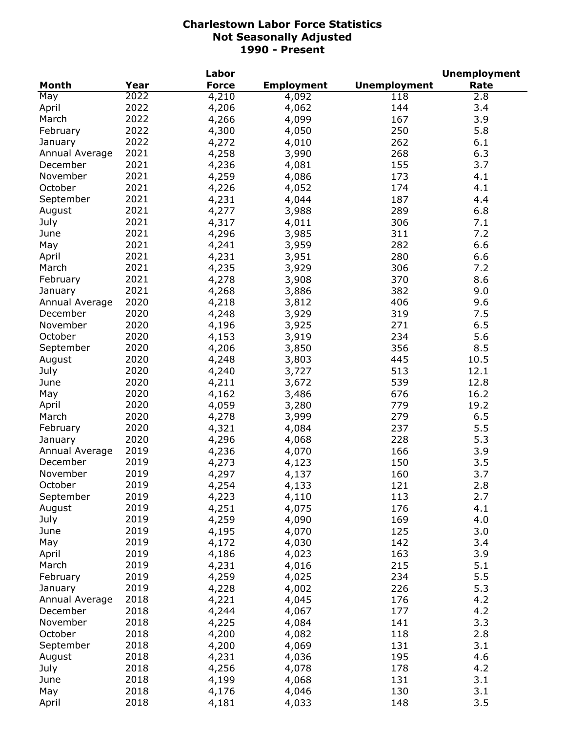# Charlestown Labor Force Statistics
## Not Seasonally Adjusted
## 1990 - Present

| Month | Year | Labor Force | Employment | Unemployment | Unemployment Rate |
|---|---|---|---|---|---|
| May | 2022 | 4,210 | 4,092 | 118 | 2.8 |
| April | 2022 | 4,206 | 4,062 | 144 | 3.4 |
| March | 2022 | 4,266 | 4,099 | 167 | 3.9 |
| February | 2022 | 4,300 | 4,050 | 250 | 5.8 |
| January | 2022 | 4,272 | 4,010 | 262 | 6.1 |
| Annual Average | 2021 | 4,258 | 3,990 | 268 | 6.3 |
| December | 2021 | 4,236 | 4,081 | 155 | 3.7 |
| November | 2021 | 4,259 | 4,086 | 173 | 4.1 |
| October | 2021 | 4,226 | 4,052 | 174 | 4.1 |
| September | 2021 | 4,231 | 4,044 | 187 | 4.4 |
| August | 2021 | 4,277 | 3,988 | 289 | 6.8 |
| July | 2021 | 4,317 | 4,011 | 306 | 7.1 |
| June | 2021 | 4,296 | 3,985 | 311 | 7.2 |
| May | 2021 | 4,241 | 3,959 | 282 | 6.6 |
| April | 2021 | 4,231 | 3,951 | 280 | 6.6 |
| March | 2021 | 4,235 | 3,929 | 306 | 7.2 |
| February | 2021 | 4,278 | 3,908 | 370 | 8.6 |
| January | 2021 | 4,268 | 3,886 | 382 | 9.0 |
| Annual Average | 2020 | 4,218 | 3,812 | 406 | 9.6 |
| December | 2020 | 4,248 | 3,929 | 319 | 7.5 |
| November | 2020 | 4,196 | 3,925 | 271 | 6.5 |
| October | 2020 | 4,153 | 3,919 | 234 | 5.6 |
| September | 2020 | 4,206 | 3,850 | 356 | 8.5 |
| August | 2020 | 4,248 | 3,803 | 445 | 10.5 |
| July | 2020 | 4,240 | 3,727 | 513 | 12.1 |
| June | 2020 | 4,211 | 3,672 | 539 | 12.8 |
| May | 2020 | 4,162 | 3,486 | 676 | 16.2 |
| April | 2020 | 4,059 | 3,280 | 779 | 19.2 |
| March | 2020 | 4,278 | 3,999 | 279 | 6.5 |
| February | 2020 | 4,321 | 4,084 | 237 | 5.5 |
| January | 2020 | 4,296 | 4,068 | 228 | 5.3 |
| Annual Average | 2019 | 4,236 | 4,070 | 166 | 3.9 |
| December | 2019 | 4,273 | 4,123 | 150 | 3.5 |
| November | 2019 | 4,297 | 4,137 | 160 | 3.7 |
| October | 2019 | 4,254 | 4,133 | 121 | 2.8 |
| September | 2019 | 4,223 | 4,110 | 113 | 2.7 |
| August | 2019 | 4,251 | 4,075 | 176 | 4.1 |
| July | 2019 | 4,259 | 4,090 | 169 | 4.0 |
| June | 2019 | 4,195 | 4,070 | 125 | 3.0 |
| May | 2019 | 4,172 | 4,030 | 142 | 3.4 |
| April | 2019 | 4,186 | 4,023 | 163 | 3.9 |
| March | 2019 | 4,231 | 4,016 | 215 | 5.1 |
| February | 2019 | 4,259 | 4,025 | 234 | 5.5 |
| January | 2019 | 4,228 | 4,002 | 226 | 5.3 |
| Annual Average | 2018 | 4,221 | 4,045 | 176 | 4.2 |
| December | 2018 | 4,244 | 4,067 | 177 | 4.2 |
| November | 2018 | 4,225 | 4,084 | 141 | 3.3 |
| October | 2018 | 4,200 | 4,082 | 118 | 2.8 |
| September | 2018 | 4,200 | 4,069 | 131 | 3.1 |
| August | 2018 | 4,231 | 4,036 | 195 | 4.6 |
| July | 2018 | 4,256 | 4,078 | 178 | 4.2 |
| June | 2018 | 4,199 | 4,068 | 131 | 3.1 |
| May | 2018 | 4,176 | 4,046 | 130 | 3.1 |
| April | 2018 | 4,181 | 4,033 | 148 | 3.5 |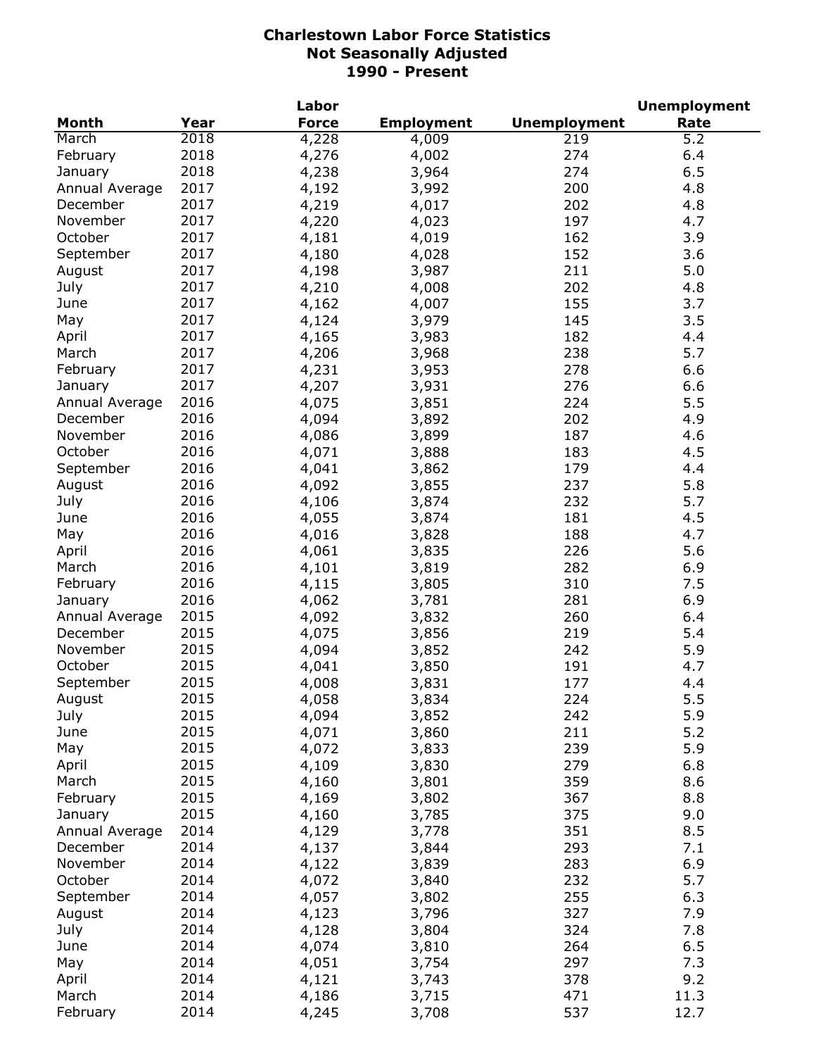# Charlestown Labor Force Statistics
## Not Seasonally Adjusted
## 1990 - Present

| Month | Year | Labor Force | Employment | Unemployment | Unemployment Rate |
|---|---|---|---|---|---|
| March | 2018 | 4,228 | 4,009 | 219 | 5.2 |
| February | 2018 | 4,276 | 4,002 | 274 | 6.4 |
| January | 2018 | 4,238 | 3,964 | 274 | 6.5 |
| Annual Average | 2017 | 4,192 | 3,992 | 200 | 4.8 |
| December | 2017 | 4,219 | 4,017 | 202 | 4.8 |
| November | 2017 | 4,220 | 4,023 | 197 | 4.7 |
| October | 2017 | 4,181 | 4,019 | 162 | 3.9 |
| September | 2017 | 4,180 | 4,028 | 152 | 3.6 |
| August | 2017 | 4,198 | 3,987 | 211 | 5.0 |
| July | 2017 | 4,210 | 4,008 | 202 | 4.8 |
| June | 2017 | 4,162 | 4,007 | 155 | 3.7 |
| May | 2017 | 4,124 | 3,979 | 145 | 3.5 |
| April | 2017 | 4,165 | 3,983 | 182 | 4.4 |
| March | 2017 | 4,206 | 3,968 | 238 | 5.7 |
| February | 2017 | 4,231 | 3,953 | 278 | 6.6 |
| January | 2017 | 4,207 | 3,931 | 276 | 6.6 |
| Annual Average | 2016 | 4,075 | 3,851 | 224 | 5.5 |
| December | 2016 | 4,094 | 3,892 | 202 | 4.9 |
| November | 2016 | 4,086 | 3,899 | 187 | 4.6 |
| October | 2016 | 4,071 | 3,888 | 183 | 4.5 |
| September | 2016 | 4,041 | 3,862 | 179 | 4.4 |
| August | 2016 | 4,092 | 3,855 | 237 | 5.8 |
| July | 2016 | 4,106 | 3,874 | 232 | 5.7 |
| June | 2016 | 4,055 | 3,874 | 181 | 4.5 |
| May | 2016 | 4,016 | 3,828 | 188 | 4.7 |
| April | 2016 | 4,061 | 3,835 | 226 | 5.6 |
| March | 2016 | 4,101 | 3,819 | 282 | 6.9 |
| February | 2016 | 4,115 | 3,805 | 310 | 7.5 |
| January | 2016 | 4,062 | 3,781 | 281 | 6.9 |
| Annual Average | 2015 | 4,092 | 3,832 | 260 | 6.4 |
| December | 2015 | 4,075 | 3,856 | 219 | 5.4 |
| November | 2015 | 4,094 | 3,852 | 242 | 5.9 |
| October | 2015 | 4,041 | 3,850 | 191 | 4.7 |
| September | 2015 | 4,008 | 3,831 | 177 | 4.4 |
| August | 2015 | 4,058 | 3,834 | 224 | 5.5 |
| July | 2015 | 4,094 | 3,852 | 242 | 5.9 |
| June | 2015 | 4,071 | 3,860 | 211 | 5.2 |
| May | 2015 | 4,072 | 3,833 | 239 | 5.9 |
| April | 2015 | 4,109 | 3,830 | 279 | 6.8 |
| March | 2015 | 4,160 | 3,801 | 359 | 8.6 |
| February | 2015 | 4,169 | 3,802 | 367 | 8.8 |
| January | 2015 | 4,160 | 3,785 | 375 | 9.0 |
| Annual Average | 2014 | 4,129 | 3,778 | 351 | 8.5 |
| December | 2014 | 4,137 | 3,844 | 293 | 7.1 |
| November | 2014 | 4,122 | 3,839 | 283 | 6.9 |
| October | 2014 | 4,072 | 3,840 | 232 | 5.7 |
| September | 2014 | 4,057 | 3,802 | 255 | 6.3 |
| August | 2014 | 4,123 | 3,796 | 327 | 7.9 |
| July | 2014 | 4,128 | 3,804 | 324 | 7.8 |
| June | 2014 | 4,074 | 3,810 | 264 | 6.5 |
| May | 2014 | 4,051 | 3,754 | 297 | 7.3 |
| April | 2014 | 4,121 | 3,743 | 378 | 9.2 |
| March | 2014 | 4,186 | 3,715 | 471 | 11.3 |
| February | 2014 | 4,245 | 3,708 | 537 | 12.7 |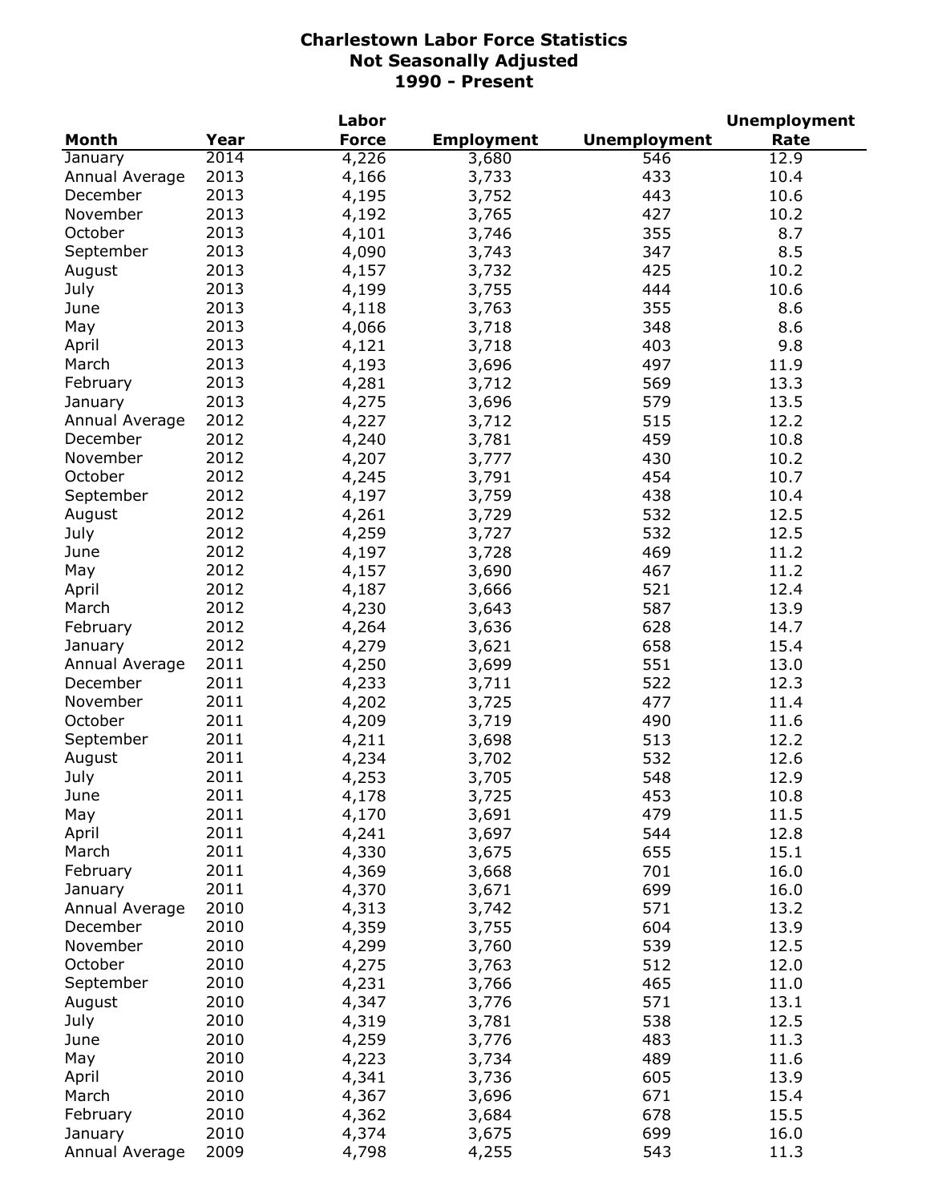# Charlestown Labor Force Statistics
## Not Seasonally Adjusted
## 1990 - Present

| Month | Year | Labor Force | Employment | Unemployment | Unemployment Rate |
|---|---|---|---|---|---|
| January | 2014 | 4,226 | 3,680 | 546 | 12.9 |
| Annual Average | 2013 | 4,166 | 3,733 | 433 | 10.4 |
| December | 2013 | 4,195 | 3,752 | 443 | 10.6 |
| November | 2013 | 4,192 | 3,765 | 427 | 10.2 |
| October | 2013 | 4,101 | 3,746 | 355 | 8.7 |
| September | 2013 | 4,090 | 3,743 | 347 | 8.5 |
| August | 2013 | 4,157 | 3,732 | 425 | 10.2 |
| July | 2013 | 4,199 | 3,755 | 444 | 10.6 |
| June | 2013 | 4,118 | 3,763 | 355 | 8.6 |
| May | 2013 | 4,066 | 3,718 | 348 | 8.6 |
| April | 2013 | 4,121 | 3,718 | 403 | 9.8 |
| March | 2013 | 4,193 | 3,696 | 497 | 11.9 |
| February | 2013 | 4,281 | 3,712 | 569 | 13.3 |
| January | 2013 | 4,275 | 3,696 | 579 | 13.5 |
| Annual Average | 2012 | 4,227 | 3,712 | 515 | 12.2 |
| December | 2012 | 4,240 | 3,781 | 459 | 10.8 |
| November | 2012 | 4,207 | 3,777 | 430 | 10.2 |
| October | 2012 | 4,245 | 3,791 | 454 | 10.7 |
| September | 2012 | 4,197 | 3,759 | 438 | 10.4 |
| August | 2012 | 4,261 | 3,729 | 532 | 12.5 |
| July | 2012 | 4,259 | 3,727 | 532 | 12.5 |
| June | 2012 | 4,197 | 3,728 | 469 | 11.2 |
| May | 2012 | 4,157 | 3,690 | 467 | 11.2 |
| April | 2012 | 4,187 | 3,666 | 521 | 12.4 |
| March | 2012 | 4,230 | 3,643 | 587 | 13.9 |
| February | 2012 | 4,264 | 3,636 | 628 | 14.7 |
| January | 2012 | 4,279 | 3,621 | 658 | 15.4 |
| Annual Average | 2011 | 4,250 | 3,699 | 551 | 13.0 |
| December | 2011 | 4,233 | 3,711 | 522 | 12.3 |
| November | 2011 | 4,202 | 3,725 | 477 | 11.4 |
| October | 2011 | 4,209 | 3,719 | 490 | 11.6 |
| September | 2011 | 4,211 | 3,698 | 513 | 12.2 |
| August | 2011 | 4,234 | 3,702 | 532 | 12.6 |
| July | 2011 | 4,253 | 3,705 | 548 | 12.9 |
| June | 2011 | 4,178 | 3,725 | 453 | 10.8 |
| May | 2011 | 4,170 | 3,691 | 479 | 11.5 |
| April | 2011 | 4,241 | 3,697 | 544 | 12.8 |
| March | 2011 | 4,330 | 3,675 | 655 | 15.1 |
| February | 2011 | 4,369 | 3,668 | 701 | 16.0 |
| January | 2011 | 4,370 | 3,671 | 699 | 16.0 |
| Annual Average | 2010 | 4,313 | 3,742 | 571 | 13.2 |
| December | 2010 | 4,359 | 3,755 | 604 | 13.9 |
| November | 2010 | 4,299 | 3,760 | 539 | 12.5 |
| October | 2010 | 4,275 | 3,763 | 512 | 12.0 |
| September | 2010 | 4,231 | 3,766 | 465 | 11.0 |
| August | 2010 | 4,347 | 3,776 | 571 | 13.1 |
| July | 2010 | 4,319 | 3,781 | 538 | 12.5 |
| June | 2010 | 4,259 | 3,776 | 483 | 11.3 |
| May | 2010 | 4,223 | 3,734 | 489 | 11.6 |
| April | 2010 | 4,341 | 3,736 | 605 | 13.9 |
| March | 2010 | 4,367 | 3,696 | 671 | 15.4 |
| February | 2010 | 4,362 | 3,684 | 678 | 15.5 |
| January | 2010 | 4,374 | 3,675 | 699 | 16.0 |
| Annual Average | 2009 | 4,798 | 4,255 | 543 | 11.3 |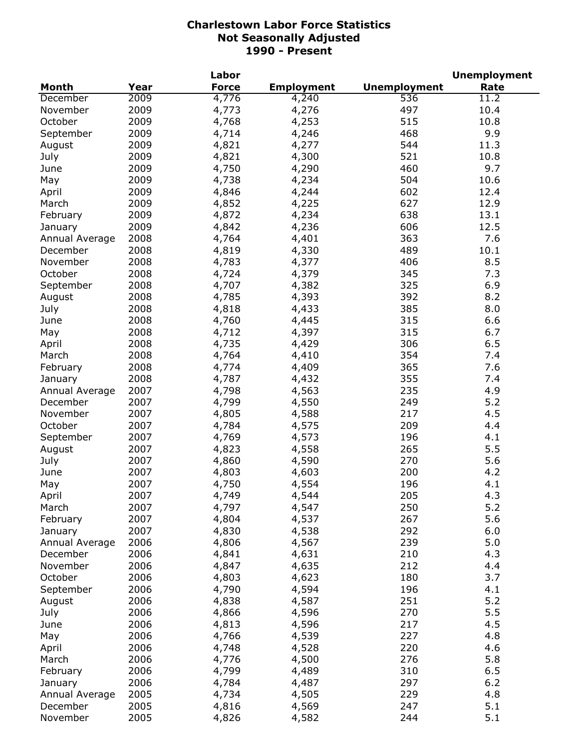# Charlestown Labor Force Statistics
## Not Seasonally Adjusted
## 1990 - Present

| Month | Year | Labor Force | Employment | Unemployment | Unemployment Rate |
|---|---|---|---|---|---|
| December | 2009 | 4,776 | 4,240 | 536 | 11.2 |
| November | 2009 | 4,773 | 4,276 | 497 | 10.4 |
| October | 2009 | 4,768 | 4,253 | 515 | 10.8 |
| September | 2009 | 4,714 | 4,246 | 468 | 9.9 |
| August | 2009 | 4,821 | 4,277 | 544 | 11.3 |
| July | 2009 | 4,821 | 4,300 | 521 | 10.8 |
| June | 2009 | 4,750 | 4,290 | 460 | 9.7 |
| May | 2009 | 4,738 | 4,234 | 504 | 10.6 |
| April | 2009 | 4,846 | 4,244 | 602 | 12.4 |
| March | 2009 | 4,852 | 4,225 | 627 | 12.9 |
| February | 2009 | 4,872 | 4,234 | 638 | 13.1 |
| January | 2009 | 4,842 | 4,236 | 606 | 12.5 |
| Annual Average | 2008 | 4,764 | 4,401 | 363 | 7.6 |
| December | 2008 | 4,819 | 4,330 | 489 | 10.1 |
| November | 2008 | 4,783 | 4,377 | 406 | 8.5 |
| October | 2008 | 4,724 | 4,379 | 345 | 7.3 |
| September | 2008 | 4,707 | 4,382 | 325 | 6.9 |
| August | 2008 | 4,785 | 4,393 | 392 | 8.2 |
| July | 2008 | 4,818 | 4,433 | 385 | 8.0 |
| June | 2008 | 4,760 | 4,445 | 315 | 6.6 |
| May | 2008 | 4,712 | 4,397 | 315 | 6.7 |
| April | 2008 | 4,735 | 4,429 | 306 | 6.5 |
| March | 2008 | 4,764 | 4,410 | 354 | 7.4 |
| February | 2008 | 4,774 | 4,409 | 365 | 7.6 |
| January | 2008 | 4,787 | 4,432 | 355 | 7.4 |
| Annual Average | 2007 | 4,798 | 4,563 | 235 | 4.9 |
| December | 2007 | 4,799 | 4,550 | 249 | 5.2 |
| November | 2007 | 4,805 | 4,588 | 217 | 4.5 |
| October | 2007 | 4,784 | 4,575 | 209 | 4.4 |
| September | 2007 | 4,769 | 4,573 | 196 | 4.1 |
| August | 2007 | 4,823 | 4,558 | 265 | 5.5 |
| July | 2007 | 4,860 | 4,590 | 270 | 5.6 |
| June | 2007 | 4,803 | 4,603 | 200 | 4.2 |
| May | 2007 | 4,750 | 4,554 | 196 | 4.1 |
| April | 2007 | 4,749 | 4,544 | 205 | 4.3 |
| March | 2007 | 4,797 | 4,547 | 250 | 5.2 |
| February | 2007 | 4,804 | 4,537 | 267 | 5.6 |
| January | 2007 | 4,830 | 4,538 | 292 | 6.0 |
| Annual Average | 2006 | 4,806 | 4,567 | 239 | 5.0 |
| December | 2006 | 4,841 | 4,631 | 210 | 4.3 |
| November | 2006 | 4,847 | 4,635 | 212 | 4.4 |
| October | 2006 | 4,803 | 4,623 | 180 | 3.7 |
| September | 2006 | 4,790 | 4,594 | 196 | 4.1 |
| August | 2006 | 4,838 | 4,587 | 251 | 5.2 |
| July | 2006 | 4,866 | 4,596 | 270 | 5.5 |
| June | 2006 | 4,813 | 4,596 | 217 | 4.5 |
| May | 2006 | 4,766 | 4,539 | 227 | 4.8 |
| April | 2006 | 4,748 | 4,528 | 220 | 4.6 |
| March | 2006 | 4,776 | 4,500 | 276 | 5.8 |
| February | 2006 | 4,799 | 4,489 | 310 | 6.5 |
| January | 2006 | 4,784 | 4,487 | 297 | 6.2 |
| Annual Average | 2005 | 4,734 | 4,505 | 229 | 4.8 |
| December | 2005 | 4,816 | 4,569 | 247 | 5.1 |
| November | 2005 | 4,826 | 4,582 | 244 | 5.1 |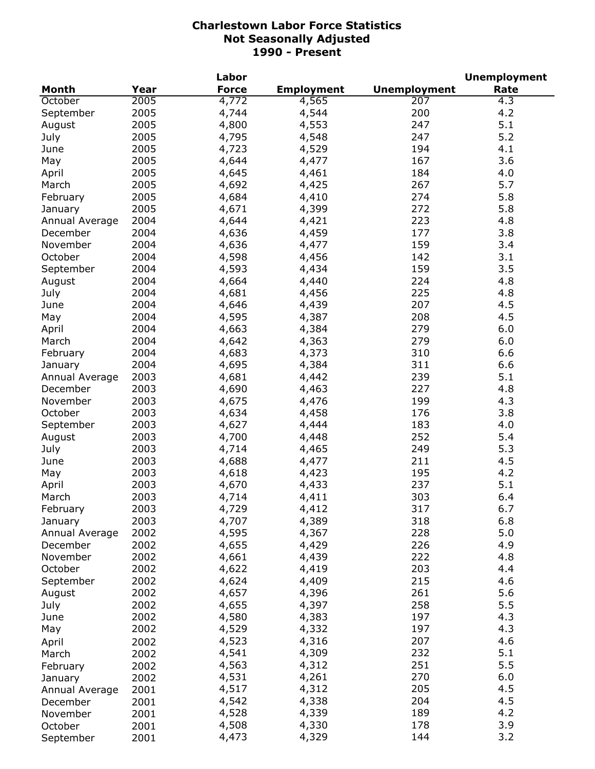# Charlestown Labor Force Statistics
## Not Seasonally Adjusted
## 1990 - Present

| Month | Year | Labor Force | Employment | Unemployment | Unemployment Rate |
|---|---|---|---|---|---|
| October | 2005 | 4,772 | 4,565 | 207 | 4.3 |
| September | 2005 | 4,744 | 4,544 | 200 | 4.2 |
| August | 2005 | 4,800 | 4,553 | 247 | 5.1 |
| July | 2005 | 4,795 | 4,548 | 247 | 5.2 |
| June | 2005 | 4,723 | 4,529 | 194 | 4.1 |
| May | 2005 | 4,644 | 4,477 | 167 | 3.6 |
| April | 2005 | 4,645 | 4,461 | 184 | 4.0 |
| March | 2005 | 4,692 | 4,425 | 267 | 5.7 |
| February | 2005 | 4,684 | 4,410 | 274 | 5.8 |
| January | 2005 | 4,671 | 4,399 | 272 | 5.8 |
| Annual Average | 2004 | 4,644 | 4,421 | 223 | 4.8 |
| December | 2004 | 4,636 | 4,459 | 177 | 3.8 |
| November | 2004 | 4,636 | 4,477 | 159 | 3.4 |
| October | 2004 | 4,598 | 4,456 | 142 | 3.1 |
| September | 2004 | 4,593 | 4,434 | 159 | 3.5 |
| August | 2004 | 4,664 | 4,440 | 224 | 4.8 |
| July | 2004 | 4,681 | 4,456 | 225 | 4.8 |
| June | 2004 | 4,646 | 4,439 | 207 | 4.5 |
| May | 2004 | 4,595 | 4,387 | 208 | 4.5 |
| April | 2004 | 4,663 | 4,384 | 279 | 6.0 |
| March | 2004 | 4,642 | 4,363 | 279 | 6.0 |
| February | 2004 | 4,683 | 4,373 | 310 | 6.6 |
| January | 2004 | 4,695 | 4,384 | 311 | 6.6 |
| Annual Average | 2003 | 4,681 | 4,442 | 239 | 5.1 |
| December | 2003 | 4,690 | 4,463 | 227 | 4.8 |
| November | 2003 | 4,675 | 4,476 | 199 | 4.3 |
| October | 2003 | 4,634 | 4,458 | 176 | 3.8 |
| September | 2003 | 4,627 | 4,444 | 183 | 4.0 |
| August | 2003 | 4,700 | 4,448 | 252 | 5.4 |
| July | 2003 | 4,714 | 4,465 | 249 | 5.3 |
| June | 2003 | 4,688 | 4,477 | 211 | 4.5 |
| May | 2003 | 4,618 | 4,423 | 195 | 4.2 |
| April | 2003 | 4,670 | 4,433 | 237 | 5.1 |
| March | 2003 | 4,714 | 4,411 | 303 | 6.4 |
| February | 2003 | 4,729 | 4,412 | 317 | 6.7 |
| January | 2003 | 4,707 | 4,389 | 318 | 6.8 |
| Annual Average | 2002 | 4,595 | 4,367 | 228 | 5.0 |
| December | 2002 | 4,655 | 4,429 | 226 | 4.9 |
| November | 2002 | 4,661 | 4,439 | 222 | 4.8 |
| October | 2002 | 4,622 | 4,419 | 203 | 4.4 |
| September | 2002 | 4,624 | 4,409 | 215 | 4.6 |
| August | 2002 | 4,657 | 4,396 | 261 | 5.6 |
| July | 2002 | 4,655 | 4,397 | 258 | 5.5 |
| June | 2002 | 4,580 | 4,383 | 197 | 4.3 |
| May | 2002 | 4,529 | 4,332 | 197 | 4.3 |
| April | 2002 | 4,523 | 4,316 | 207 | 4.6 |
| March | 2002 | 4,541 | 4,309 | 232 | 5.1 |
| February | 2002 | 4,563 | 4,312 | 251 | 5.5 |
| January | 2002 | 4,531 | 4,261 | 270 | 6.0 |
| Annual Average | 2001 | 4,517 | 4,312 | 205 | 4.5 |
| December | 2001 | 4,542 | 4,338 | 204 | 4.5 |
| November | 2001 | 4,528 | 4,339 | 189 | 4.2 |
| October | 2001 | 4,508 | 4,330 | 178 | 3.9 |
| September | 2001 | 4,473 | 4,329 | 144 | 3.2 |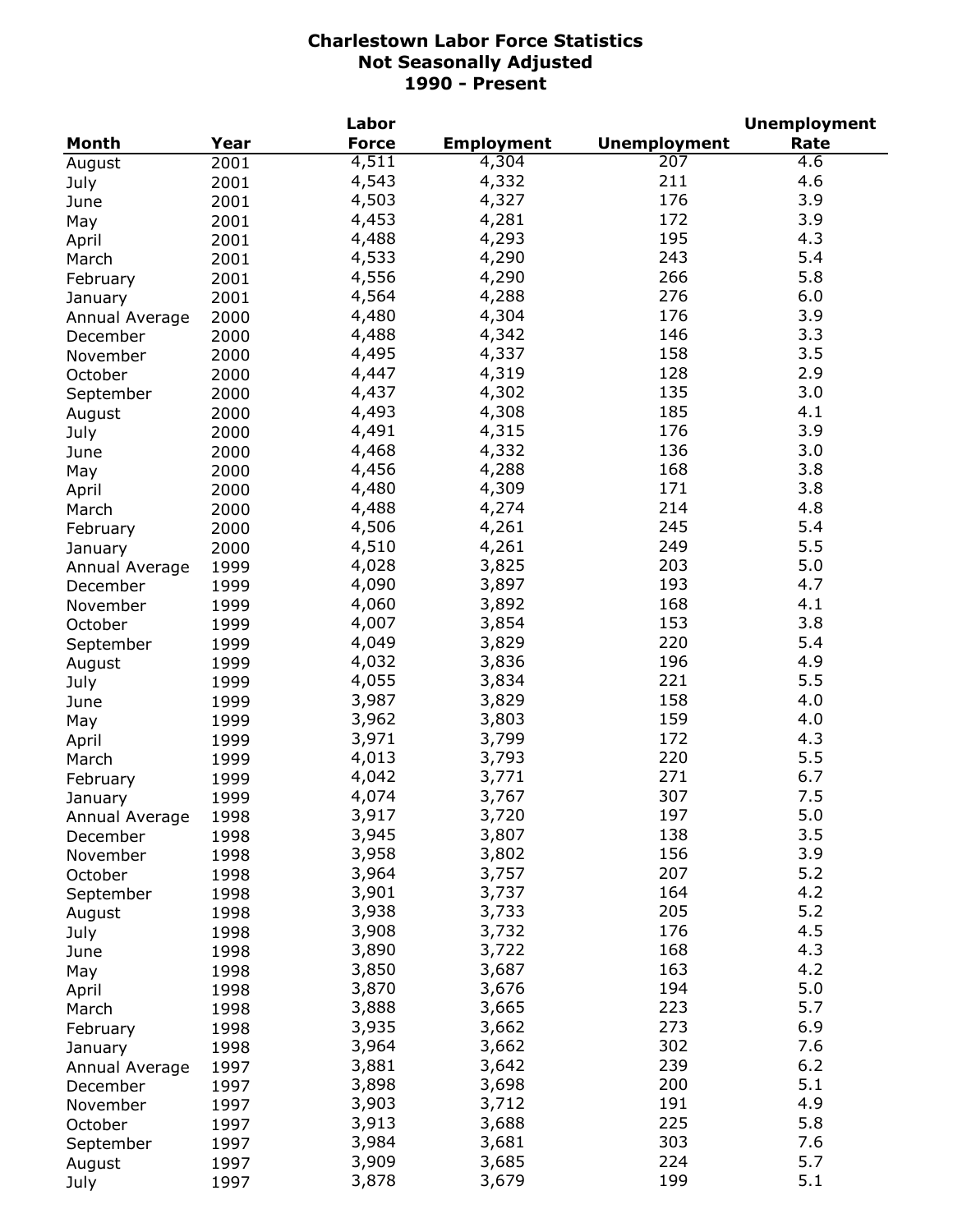# Charlestown Labor Force Statistics
## Not Seasonally Adjusted
## 1990 - Present

| Month | Year | Labor Force | Employment | Unemployment | Unemployment Rate |
|---|---|---|---|---|---|
| August | 2001 | 4,511 | 4,304 | 207 | 4.6 |
| July | 2001 | 4,543 | 4,332 | 211 | 4.6 |
| June | 2001 | 4,503 | 4,327 | 176 | 3.9 |
| May | 2001 | 4,453 | 4,281 | 172 | 3.9 |
| April | 2001 | 4,488 | 4,293 | 195 | 4.3 |
| March | 2001 | 4,533 | 4,290 | 243 | 5.4 |
| February | 2001 | 4,556 | 4,290 | 266 | 5.8 |
| January | 2001 | 4,564 | 4,288 | 276 | 6.0 |
| Annual Average | 2000 | 4,480 | 4,304 | 176 | 3.9 |
| December | 2000 | 4,488 | 4,342 | 146 | 3.3 |
| November | 2000 | 4,495 | 4,337 | 158 | 3.5 |
| October | 2000 | 4,447 | 4,319 | 128 | 2.9 |
| September | 2000 | 4,437 | 4,302 | 135 | 3.0 |
| August | 2000 | 4,493 | 4,308 | 185 | 4.1 |
| July | 2000 | 4,491 | 4,315 | 176 | 3.9 |
| June | 2000 | 4,468 | 4,332 | 136 | 3.0 |
| May | 2000 | 4,456 | 4,288 | 168 | 3.8 |
| April | 2000 | 4,480 | 4,309 | 171 | 3.8 |
| March | 2000 | 4,488 | 4,274 | 214 | 4.8 |
| February | 2000 | 4,506 | 4,261 | 245 | 5.4 |
| January | 2000 | 4,510 | 4,261 | 249 | 5.5 |
| Annual Average | 1999 | 4,028 | 3,825 | 203 | 5.0 |
| December | 1999 | 4,090 | 3,897 | 193 | 4.7 |
| November | 1999 | 4,060 | 3,892 | 168 | 4.1 |
| October | 1999 | 4,007 | 3,854 | 153 | 3.8 |
| September | 1999 | 4,049 | 3,829 | 220 | 5.4 |
| August | 1999 | 4,032 | 3,836 | 196 | 4.9 |
| July | 1999 | 4,055 | 3,834 | 221 | 5.5 |
| June | 1999 | 3,987 | 3,829 | 158 | 4.0 |
| May | 1999 | 3,962 | 3,803 | 159 | 4.0 |
| April | 1999 | 3,971 | 3,799 | 172 | 4.3 |
| March | 1999 | 4,013 | 3,793 | 220 | 5.5 |
| February | 1999 | 4,042 | 3,771 | 271 | 6.7 |
| January | 1999 | 4,074 | 3,767 | 307 | 7.5 |
| Annual Average | 1998 | 3,917 | 3,720 | 197 | 5.0 |
| December | 1998 | 3,945 | 3,807 | 138 | 3.5 |
| November | 1998 | 3,958 | 3,802 | 156 | 3.9 |
| October | 1998 | 3,964 | 3,757 | 207 | 5.2 |
| September | 1998 | 3,901 | 3,737 | 164 | 4.2 |
| August | 1998 | 3,938 | 3,733 | 205 | 5.2 |
| July | 1998 | 3,908 | 3,732 | 176 | 4.5 |
| June | 1998 | 3,890 | 3,722 | 168 | 4.3 |
| May | 1998 | 3,850 | 3,687 | 163 | 4.2 |
| April | 1998 | 3,870 | 3,676 | 194 | 5.0 |
| March | 1998 | 3,888 | 3,665 | 223 | 5.7 |
| February | 1998 | 3,935 | 3,662 | 273 | 6.9 |
| January | 1998 | 3,964 | 3,662 | 302 | 7.6 |
| Annual Average | 1997 | 3,881 | 3,642 | 239 | 6.2 |
| December | 1997 | 3,898 | 3,698 | 200 | 5.1 |
| November | 1997 | 3,903 | 3,712 | 191 | 4.9 |
| October | 1997 | 3,913 | 3,688 | 225 | 5.8 |
| September | 1997 | 3,984 | 3,681 | 303 | 7.6 |
| August | 1997 | 3,909 | 3,685 | 224 | 5.7 |
| July | 1997 | 3,878 | 3,679 | 199 | 5.1 |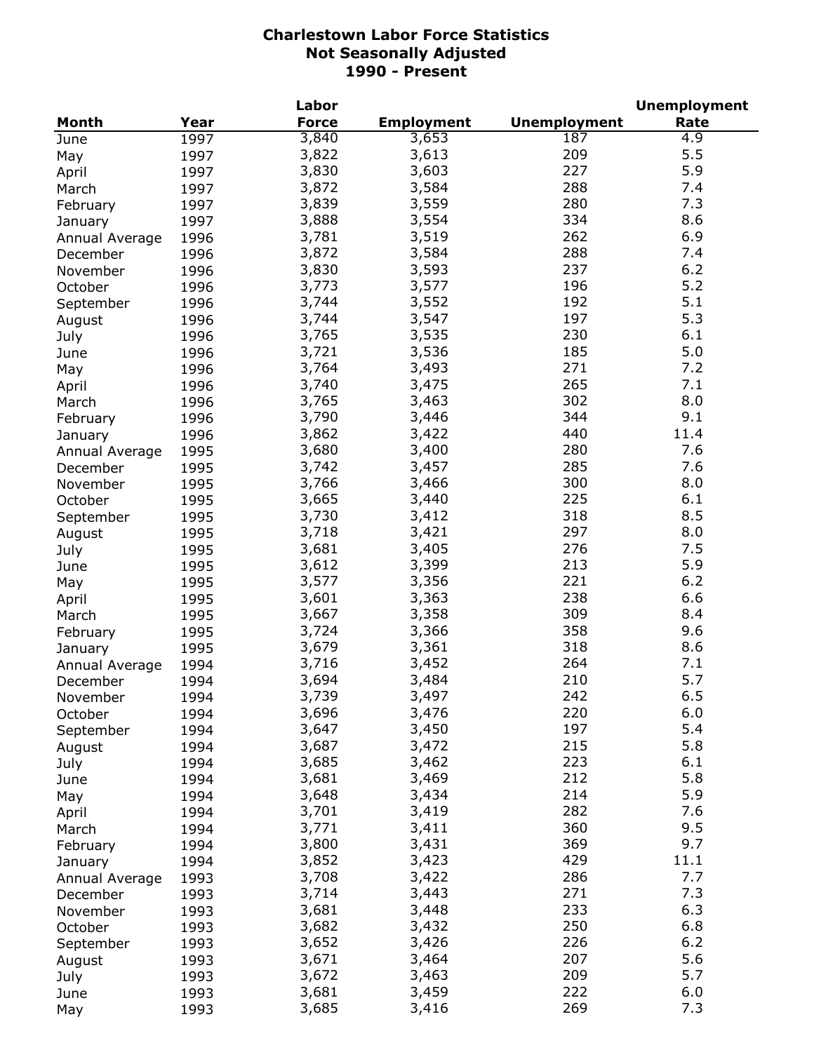# Charlestown Labor Force Statistics
## Not Seasonally Adjusted
## 1990 - Present

| Month | Year | Labor Force | Employment | Unemployment | Unemployment Rate |
|---|---|---|---|---|---|
| June | 1997 | 3,840 | 3,653 | 187 | 4.9 |
| May | 1997 | 3,822 | 3,613 | 209 | 5.5 |
| April | 1997 | 3,830 | 3,603 | 227 | 5.9 |
| March | 1997 | 3,872 | 3,584 | 288 | 7.4 |
| February | 1997 | 3,839 | 3,559 | 280 | 7.3 |
| January | 1997 | 3,888 | 3,554 | 334 | 8.6 |
| Annual Average | 1996 | 3,781 | 3,519 | 262 | 6.9 |
| December | 1996 | 3,872 | 3,584 | 288 | 7.4 |
| November | 1996 | 3,830 | 3,593 | 237 | 6.2 |
| October | 1996 | 3,773 | 3,577 | 196 | 5.2 |
| September | 1996 | 3,744 | 3,552 | 192 | 5.1 |
| August | 1996 | 3,744 | 3,547 | 197 | 5.3 |
| July | 1996 | 3,765 | 3,535 | 230 | 6.1 |
| June | 1996 | 3,721 | 3,536 | 185 | 5.0 |
| May | 1996 | 3,764 | 3,493 | 271 | 7.2 |
| April | 1996 | 3,740 | 3,475 | 265 | 7.1 |
| March | 1996 | 3,765 | 3,463 | 302 | 8.0 |
| February | 1996 | 3,790 | 3,446 | 344 | 9.1 |
| January | 1996 | 3,862 | 3,422 | 440 | 11.4 |
| Annual Average | 1995 | 3,680 | 3,400 | 280 | 7.6 |
| December | 1995 | 3,742 | 3,457 | 285 | 7.6 |
| November | 1995 | 3,766 | 3,466 | 300 | 8.0 |
| October | 1995 | 3,665 | 3,440 | 225 | 6.1 |
| September | 1995 | 3,730 | 3,412 | 318 | 8.5 |
| August | 1995 | 3,718 | 3,421 | 297 | 8.0 |
| July | 1995 | 3,681 | 3,405 | 276 | 7.5 |
| June | 1995 | 3,612 | 3,399 | 213 | 5.9 |
| May | 1995 | 3,577 | 3,356 | 221 | 6.2 |
| April | 1995 | 3,601 | 3,363 | 238 | 6.6 |
| March | 1995 | 3,667 | 3,358 | 309 | 8.4 |
| February | 1995 | 3,724 | 3,366 | 358 | 9.6 |
| January | 1995 | 3,679 | 3,361 | 318 | 8.6 |
| Annual Average | 1994 | 3,716 | 3,452 | 264 | 7.1 |
| December | 1994 | 3,694 | 3,484 | 210 | 5.7 |
| November | 1994 | 3,739 | 3,497 | 242 | 6.5 |
| October | 1994 | 3,696 | 3,476 | 220 | 6.0 |
| September | 1994 | 3,647 | 3,450 | 197 | 5.4 |
| August | 1994 | 3,687 | 3,472 | 215 | 5.8 |
| July | 1994 | 3,685 | 3,462 | 223 | 6.1 |
| June | 1994 | 3,681 | 3,469 | 212 | 5.8 |
| May | 1994 | 3,648 | 3,434 | 214 | 5.9 |
| April | 1994 | 3,701 | 3,419 | 282 | 7.6 |
| March | 1994 | 3,771 | 3,411 | 360 | 9.5 |
| February | 1994 | 3,800 | 3,431 | 369 | 9.7 |
| January | 1994 | 3,852 | 3,423 | 429 | 11.1 |
| Annual Average | 1993 | 3,708 | 3,422 | 286 | 7.7 |
| December | 1993 | 3,714 | 3,443 | 271 | 7.3 |
| November | 1993 | 3,681 | 3,448 | 233 | 6.3 |
| October | 1993 | 3,682 | 3,432 | 250 | 6.8 |
| September | 1993 | 3,652 | 3,426 | 226 | 6.2 |
| August | 1993 | 3,671 | 3,464 | 207 | 5.6 |
| July | 1993 | 3,672 | 3,463 | 209 | 5.7 |
| June | 1993 | 3,681 | 3,459 | 222 | 6.0 |
| May | 1993 | 3,685 | 3,416 | 269 | 7.3 |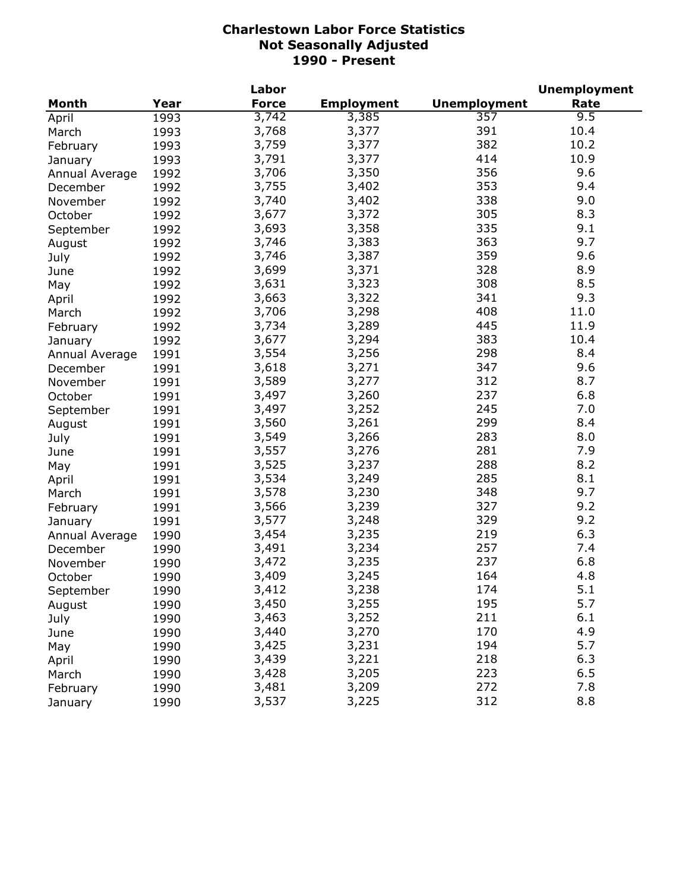# Charlestown Labor Force Statistics
## Not Seasonally Adjusted
## 1990 - Present

| Month | Year | Labor Force | Employment | Unemployment | Unemployment Rate |
|---|---|---|---|---|---|
| April | 1993 | 3,742 | 3,385 | 357 | 9.5 |
| March | 1993 | 3,768 | 3,377 | 391 | 10.4 |
| February | 1993 | 3,759 | 3,377 | 382 | 10.2 |
| January | 1993 | 3,791 | 3,377 | 414 | 10.9 |
| Annual Average | 1992 | 3,706 | 3,350 | 356 | 9.6 |
| December | 1992 | 3,755 | 3,402 | 353 | 9.4 |
| November | 1992 | 3,740 | 3,402 | 338 | 9.0 |
| October | 1992 | 3,677 | 3,372 | 305 | 8.3 |
| September | 1992 | 3,693 | 3,358 | 335 | 9.1 |
| August | 1992 | 3,746 | 3,383 | 363 | 9.7 |
| July | 1992 | 3,746 | 3,387 | 359 | 9.6 |
| June | 1992 | 3,699 | 3,371 | 328 | 8.9 |
| May | 1992 | 3,631 | 3,323 | 308 | 8.5 |
| April | 1992 | 3,663 | 3,322 | 341 | 9.3 |
| March | 1992 | 3,706 | 3,298 | 408 | 11.0 |
| February | 1992 | 3,734 | 3,289 | 445 | 11.9 |
| January | 1992 | 3,677 | 3,294 | 383 | 10.4 |
| Annual Average | 1991 | 3,554 | 3,256 | 298 | 8.4 |
| December | 1991 | 3,618 | 3,271 | 347 | 9.6 |
| November | 1991 | 3,589 | 3,277 | 312 | 8.7 |
| October | 1991 | 3,497 | 3,260 | 237 | 6.8 |
| September | 1991 | 3,497 | 3,252 | 245 | 7.0 |
| August | 1991 | 3,560 | 3,261 | 299 | 8.4 |
| July | 1991 | 3,549 | 3,266 | 283 | 8.0 |
| June | 1991 | 3,557 | 3,276 | 281 | 7.9 |
| May | 1991 | 3,525 | 3,237 | 288 | 8.2 |
| April | 1991 | 3,534 | 3,249 | 285 | 8.1 |
| March | 1991 | 3,578 | 3,230 | 348 | 9.7 |
| February | 1991 | 3,566 | 3,239 | 327 | 9.2 |
| January | 1991 | 3,577 | 3,248 | 329 | 9.2 |
| Annual Average | 1990 | 3,454 | 3,235 | 219 | 6.3 |
| December | 1990 | 3,491 | 3,234 | 257 | 7.4 |
| November | 1990 | 3,472 | 3,235 | 237 | 6.8 |
| October | 1990 | 3,409 | 3,245 | 164 | 4.8 |
| September | 1990 | 3,412 | 3,238 | 174 | 5.1 |
| August | 1990 | 3,450 | 3,255 | 195 | 5.7 |
| July | 1990 | 3,463 | 3,252 | 211 | 6.1 |
| June | 1990 | 3,440 | 3,270 | 170 | 4.9 |
| May | 1990 | 3,425 | 3,231 | 194 | 5.7 |
| April | 1990 | 3,439 | 3,221 | 218 | 6.3 |
| March | 1990 | 3,428 | 3,205 | 223 | 6.5 |
| February | 1990 | 3,481 | 3,209 | 272 | 7.8 |
| January | 1990 | 3,537 | 3,225 | 312 | 8.8 |